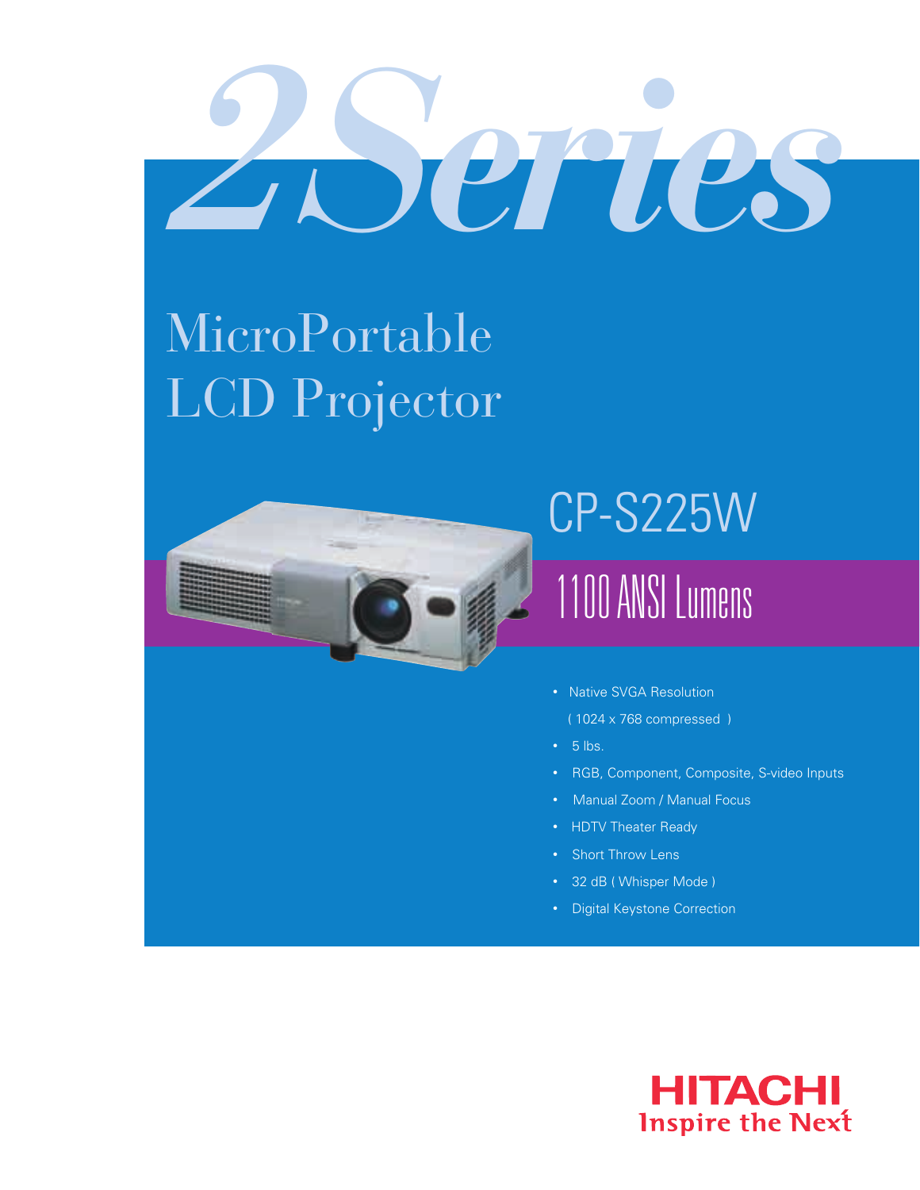# 2Series

## MicroPortable LCD Projector

## CP-S225W

### 1100 ANSI Lumens

- Native SVGA Resolution
  ( 1024 x 768 compressed )
- 5 lbs.
- RGB, Component, Composite, S-video Inputs
- Manual Zoom / Manual Focus
- HDTV Theater Ready
- Short Throw Lens
- 32 dB ( Whisper Mode )
- Digital Keystone Correction

HITACHI
Inspire the Next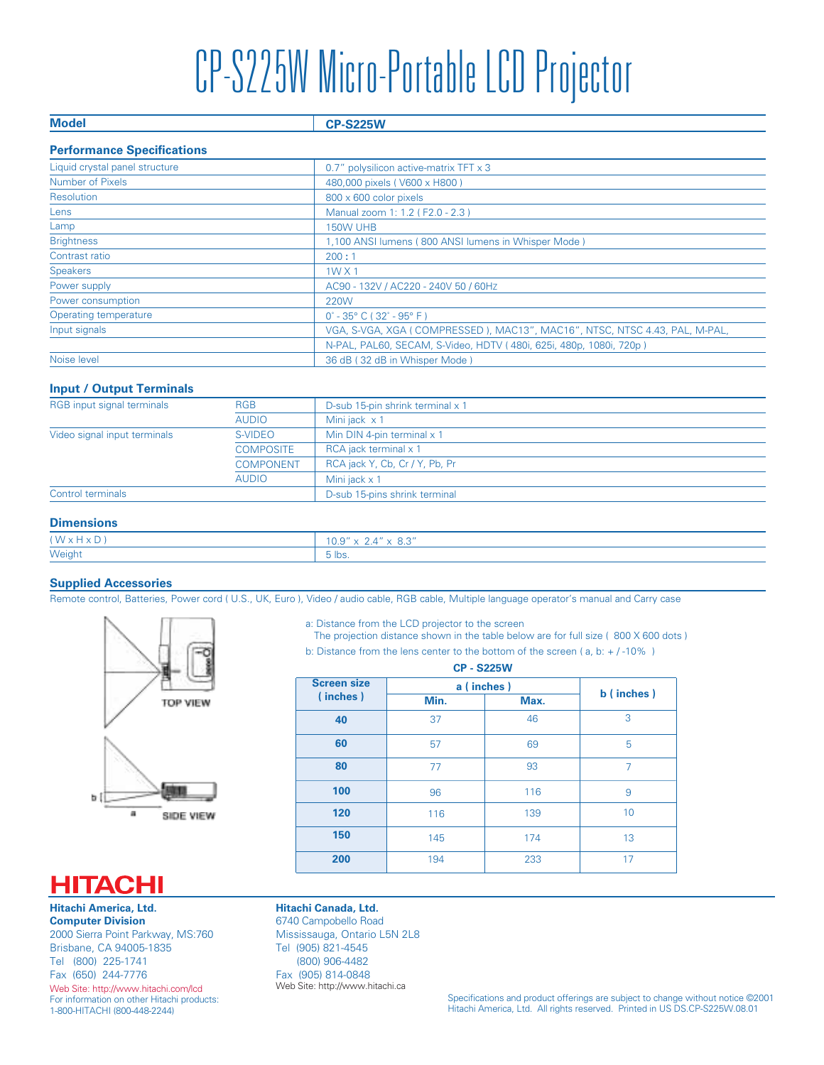# CP-S225W Micro-Portable LCD Projector

| Model | CP-S225W |
|---|---|

### Performance Specifications

| | |
|---|---|
| Liquid crystal panel structure | 0.7" polysilicon active-matrix TFT x 3 |
| Number of Pixels | 480,000 pixels ( V600 x H800 ) |
| Resolution | 800 x 600 color pixels |
| Lens | Manual zoom 1: 1.2 ( F2.0 - 2.3 ) |
| Lamp | 150W UHB |
| Brightness | 1,100 ANSI lumens ( 800 ANSI lumens in Whisper Mode ) |
| Contrast ratio | 200 : 1 |
| Speakers | 1W X 1 |
| Power supply | AC90 - 132V / AC220 - 240V 50 / 60Hz |
| Power consumption | 220W |
| Operating temperature | 0˚ - 35° C ( 32˚ - 95° F ) |
| Input signals | VGA, S-VGA, XGA ( COMPRESSED ), MAC13", MAC16", NTSC, NTSC 4.43, PAL, M-PAL, N-PAL, PAL60, SECAM, S-Video, HDTV ( 480i, 625i, 480p, 1080i, 720p ) |
| Noise level | 36 dB ( 32 dB in Whisper Mode ) |

### Input / Output Terminals

| | | |
|---|---|---|
| RGB input signal terminals | RGB | D-sub 15-pin shrink terminal x 1 |
| | AUDIO | Mini jack x 1 |
| Video signal input terminals | S-VIDEO | Min DIN 4-pin terminal x 1 |
| | COMPOSITE | RCA jack terminal x 1 |
| | COMPONENT | RCA jack Y, Cb, Cr / Y, Pb, Pr |
| | AUDIO | Mini jack x 1 |
| Control terminals | | D-sub 15-pins shrink terminal |

### Dimensions

| | |
|---|---|
| ( W x H x D ) | 10.9" x 2.4" x 8.3" |
| Weight | 5 lbs. |

### Supplied Accessories

Remote control, Batteries, Power cord ( U.S., UK, Euro ), Video / audio cable, RGB cable, Multiple language operator's manual and Carry case

TOP VIEW

SIDE VIEW

b

a

a: Distance from the LCD projector to the screen
The projection distance shown in the table below are for full size ( 800 X 600 dots )

b: Distance from the lens center to the bottom of the screen ( a, b: + / -10% )

**CP - S225W**

| Screen size ( inches ) | a ( inches ) | | b ( inches ) |
|---|---|---|---|
| | Min. | Max. | |
| 40 | 37 | 46 | 3 |
| 60 | 57 | 69 | 5 |
| 80 | 77 | 93 | 7 |
| 100 | 96 | 116 | 9 |
| 120 | 116 | 139 | 10 |
| 150 | 145 | 174 | 13 |
| 200 | 194 | 233 | 17 |

**HITACHI**

**Hitachi America, Ltd.**
**Computer Division**
2000 Sierra Point Parkway, MS:760
Brisbane, CA 94005-1835
Tel (800) 225-1741
Fax (650) 244-7776
Web Site: http://www.hitachi.com/lcd
For information on other Hitachi products:
1-800-HITACHI (800-448-2244)

**Hitachi Canada, Ltd.**
6740 Campobello Road
Mississauga, Ontario L5N 2L8
Tel (905) 821-4545
(800) 906-4482
Fax (905) 814-0848
Web Site: http://www.hitachi.ca

Specifications and product offerings are subject to change without notice ©2001 Hitachi America, Ltd. All rights reserved. Printed in US DS.CP-S225W.08.01